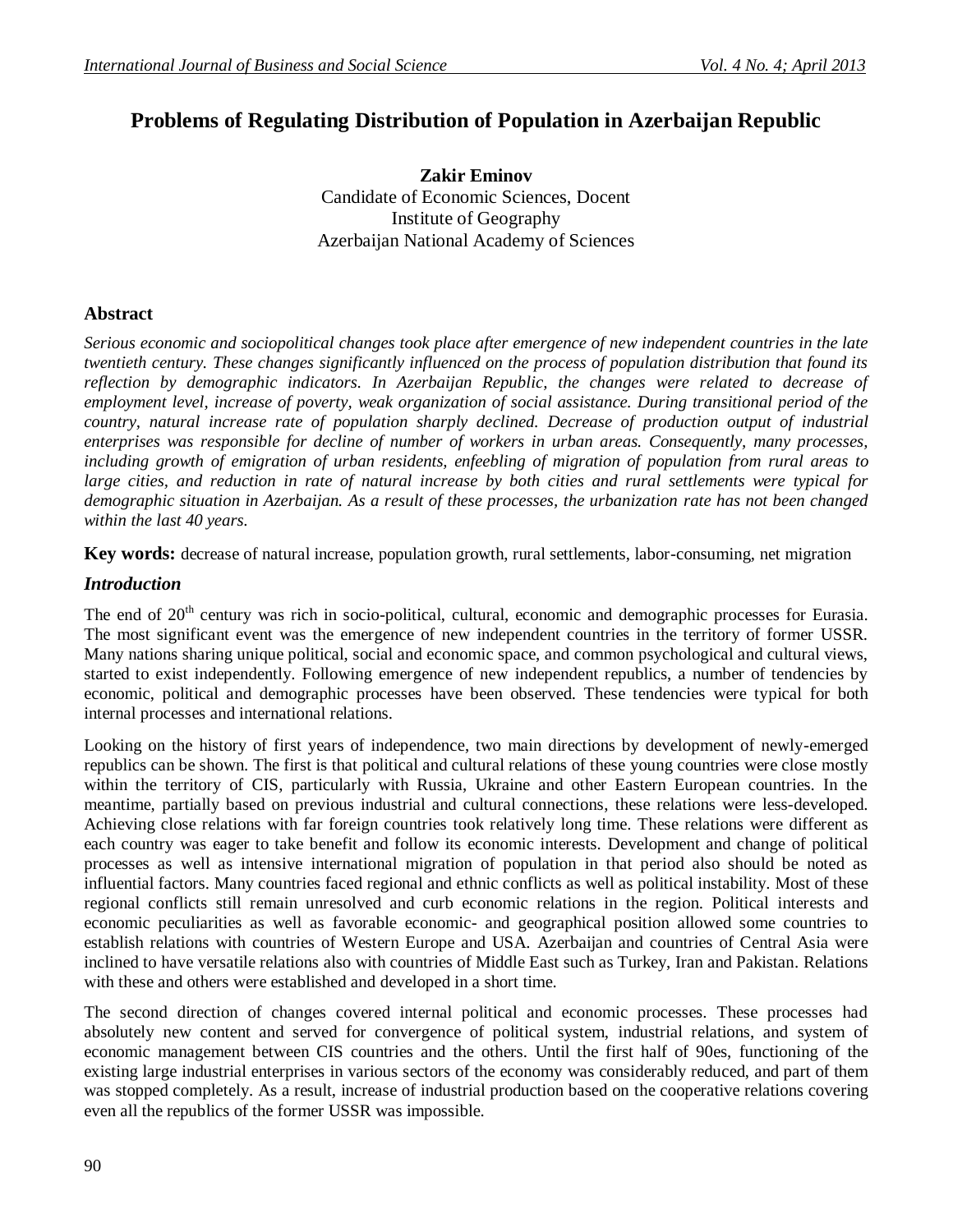# Problems of Regulating Distribution of Population in Azerbaijan Republic

**Zakir Eminov**
Candidate of Economic Sciences, Docent
Institute of Geography
Azerbaijan National Academy of Sciences

## Abstract

*Serious economic and sociopolitical changes took place after emergence of new independent countries in the late twentieth century. These changes significantly influenced on the process of population distribution that found its reflection by demographic indicators. In Azerbaijan Republic, the changes were related to decrease of employment level, increase of poverty, weak organization of social assistance. During transitional period of the country, natural increase rate of population sharply declined. Decrease of production output of industrial enterprises was responsible for decline of number of workers in urban areas. Consequently, many processes, including growth of emigration of urban residents, enfeebling of migration of population from rural areas to large cities, and reduction in rate of natural increase by both cities and rural settlements were typical for demographic situation in Azerbaijan. As a result of these processes, the urbanization rate has not been changed within the last 40 years.*

**Key words:** decrease of natural increase, population growth, rural settlements, labor-consuming, net migration

## *Introduction*

The end of 20th century was rich in socio-political, cultural, economic and demographic processes for Eurasia. The most significant event was the emergence of new independent countries in the territory of former USSR. Many nations sharing unique political, social and economic space, and common psychological and cultural views, started to exist independently. Following emergence of new independent republics, a number of tendencies by economic, political and demographic processes have been observed. These tendencies were typical for both internal processes and international relations.

Looking on the history of first years of independence, two main directions by development of newly-emerged republics can be shown. The first is that political and cultural relations of these young countries were close mostly within the territory of CIS, particularly with Russia, Ukraine and other Eastern European countries. In the meantime, partially based on previous industrial and cultural connections, these relations were less-developed. Achieving close relations with far foreign countries took relatively long time. These relations were different as each country was eager to take benefit and follow its economic interests. Development and change of political processes as well as intensive international migration of population in that period also should be noted as influential factors. Many countries faced regional and ethnic conflicts as well as political instability. Most of these regional conflicts still remain unresolved and curb economic relations in the region. Political interests and economic peculiarities as well as favorable economic- and geographical position allowed some countries to establish relations with countries of Western Europe and USA. Azerbaijan and countries of Central Asia were inclined to have versatile relations also with countries of Middle East such as Turkey, Iran and Pakistan. Relations with these and others were established and developed in a short time.

The second direction of changes covered internal political and economic processes. These processes had absolutely new content and served for convergence of political system, industrial relations, and system of economic management between CIS countries and the others. Until the first half of 90es, functioning of the existing large industrial enterprises in various sectors of the economy was considerably reduced, and part of them was stopped completely. As a result, increase of industrial production based on the cooperative relations covering even all the republics of the former USSR was impossible.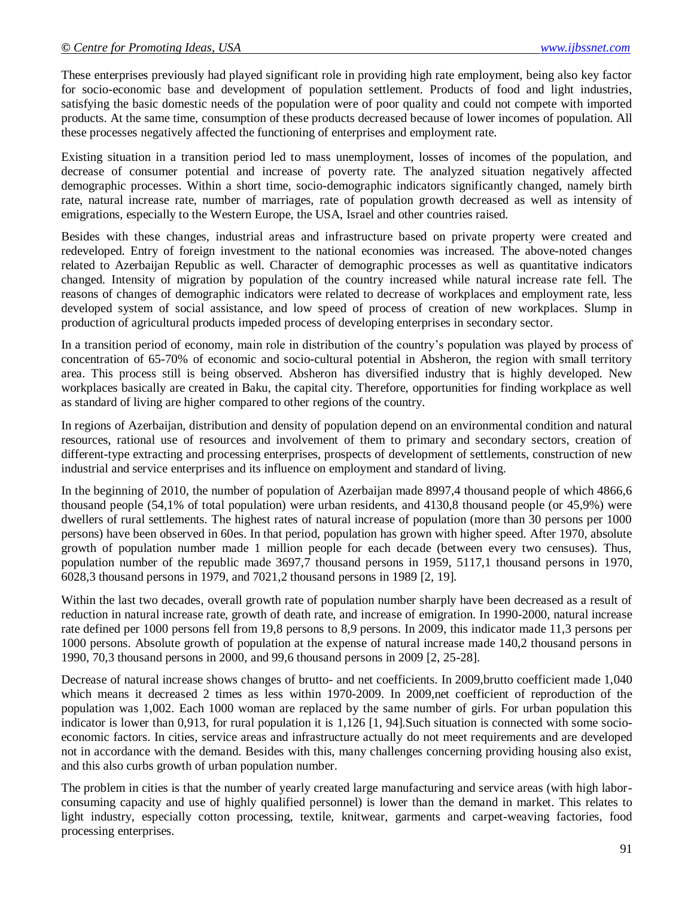These enterprises previously had played significant role in providing high rate employment, being also key factor for socio-economic base and development of population settlement. Products of food and light industries, satisfying the basic domestic needs of the population were of poor quality and could not compete with imported products. At the same time, consumption of these products decreased because of lower incomes of population. All these processes negatively affected the functioning of enterprises and employment rate.

Existing situation in a transition period led to mass unemployment, losses of incomes of the population, and decrease of consumer potential and increase of poverty rate. The analyzed situation negatively affected demographic processes. Within a short time, socio-demographic indicators significantly changed, namely birth rate, natural increase rate, number of marriages, rate of population growth decreased as well as intensity of emigrations, especially to the Western Europe, the USA, Israel and other countries raised.

Besides with these changes, industrial areas and infrastructure based on private property were created and redeveloped. Entry of foreign investment to the national economies was increased. The above-noted changes related to Azerbaijan Republic as well. Character of demographic processes as well as quantitative indicators changed. Intensity of migration by population of the country increased while natural increase rate fell. The reasons of changes of demographic indicators were related to decrease of workplaces and employment rate, less developed system of social assistance, and low speed of process of creation of new workplaces. Slump in production of agricultural products impeded process of developing enterprises in secondary sector.

In a transition period of economy, main role in distribution of the country's population was played by process of concentration of 65-70% of economic and socio-cultural potential in Absheron, the region with small territory area. This process still is being observed. Absheron has diversified industry that is highly developed. New workplaces basically are created in Baku, the capital city. Therefore, opportunities for finding workplace as well as standard of living are higher compared to other regions of the country.

In regions of Azerbaijan, distribution and density of population depend on an environmental condition and natural resources, rational use of resources and involvement of them to primary and secondary sectors, creation of different-type extracting and processing enterprises, prospects of development of settlements, construction of new industrial and service enterprises and its influence on employment and standard of living.

In the beginning of 2010, the number of population of Azerbaijan made 8997,4 thousand people of which 4866,6 thousand people (54,1% of total population) were urban residents, and 4130,8 thousand people (or 45,9%) were dwellers of rural settlements. The highest rates of natural increase of population (more than 30 persons per 1000 persons) have been observed in 60es. In that period, population has grown with higher speed. After 1970, absolute growth of population number made 1 million people for each decade (between every two censuses). Thus, population number of the republic made 3697,7 thousand persons in 1959, 5117,1 thousand persons in 1970, 6028,3 thousand persons in 1979, and 7021,2 thousand persons in 1989 [2, 19].

Within the last two decades, overall growth rate of population number sharply have been decreased as a result of reduction in natural increase rate, growth of death rate, and increase of emigration. In 1990-2000, natural increase rate defined per 1000 persons fell from 19,8 persons to 8,9 persons. In 2009, this indicator made 11,3 persons per 1000 persons. Absolute growth of population at the expense of natural increase made 140,2 thousand persons in 1990, 70,3 thousand persons in 2000, and 99,6 thousand persons in 2009 [2, 25-28].

Decrease of natural increase shows changes of brutto- and net coefficients. In 2009,brutto coefficient made 1,040 which means it decreased 2 times as less within 1970-2009. In 2009,net coefficient of reproduction of the population was 1,002. Each 1000 woman are replaced by the same number of girls. For urban population this indicator is lower than 0,913, for rural population it is 1,126 [1, 94].Such situation is connected with some socio-economic factors. In cities, service areas and infrastructure actually do not meet requirements and are developed not in accordance with the demand. Besides with this, many challenges concerning providing housing also exist, and this also curbs growth of urban population number.

The problem in cities is that the number of yearly created large manufacturing and service areas (with high labor-consuming capacity and use of highly qualified personnel) is lower than the demand in market. This relates to light industry, especially cotton processing, textile, knitwear, garments and carpet-weaving factories, food processing enterprises.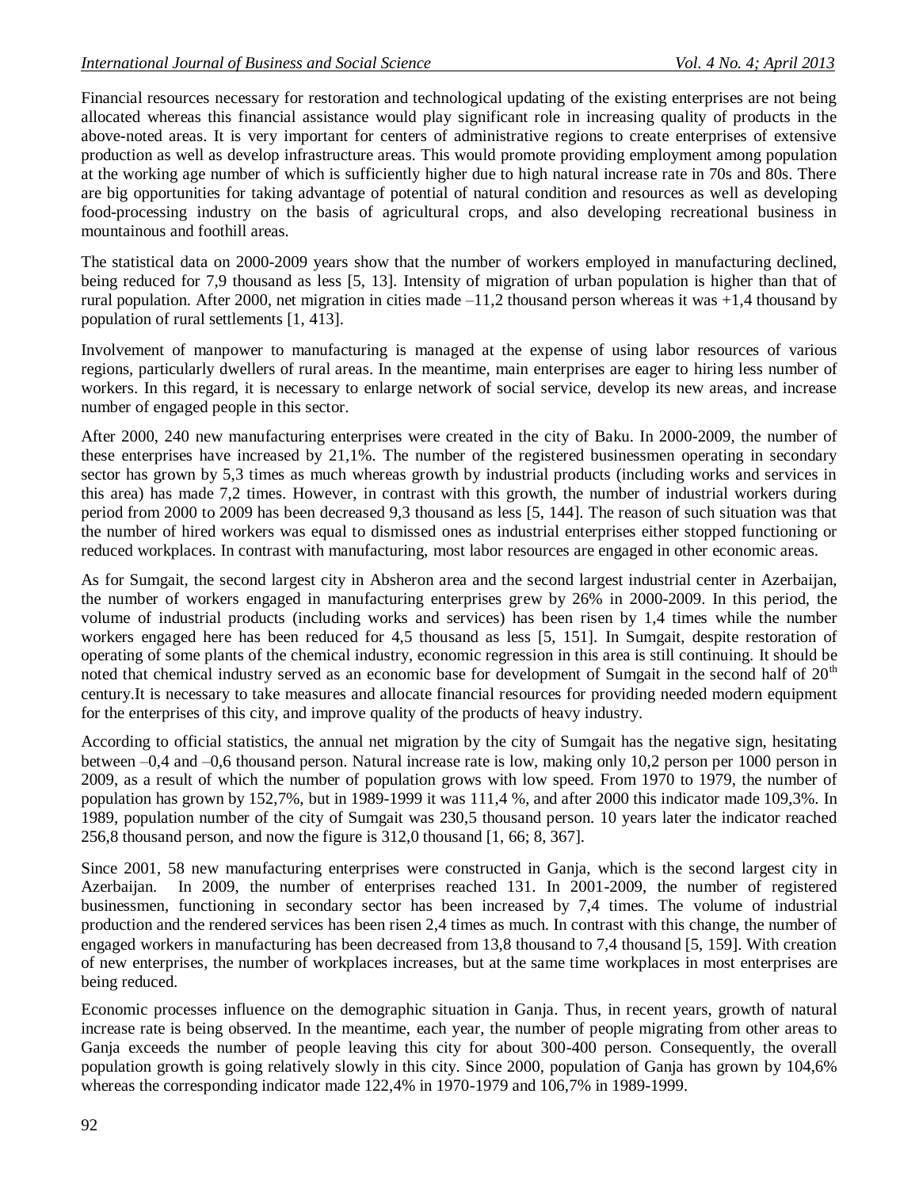Financial resources necessary for restoration and technological updating of the existing enterprises are not being allocated whereas this financial assistance would play significant role in increasing quality of products in the above-noted areas. It is very important for centers of administrative regions to create enterprises of extensive production as well as develop infrastructure areas. This would promote providing employment among population at the working age number of which is sufficiently higher due to high natural increase rate in 70s and 80s. There are big opportunities for taking advantage of potential of natural condition and resources as well as developing food-processing industry on the basis of agricultural crops, and also developing recreational business in mountainous and foothill areas.

The statistical data on 2000-2009 years show that the number of workers employed in manufacturing declined, being reduced for 7,9 thousand as less [5, 13]. Intensity of migration of urban population is higher than that of rural population. After 2000, net migration in cities made –11,2 thousand person whereas it was +1,4 thousand by population of rural settlements [1, 413].

Involvement of manpower to manufacturing is managed at the expense of using labor resources of various regions, particularly dwellers of rural areas. In the meantime, main enterprises are eager to hiring less number of workers. In this regard, it is necessary to enlarge network of social service, develop its new areas, and increase number of engaged people in this sector.

After 2000, 240 new manufacturing enterprises were created in the city of Baku. In 2000-2009, the number of these enterprises have increased by 21,1%. The number of the registered businessmen operating in secondary sector has grown by 5,3 times as much whereas growth by industrial products (including works and services in this area) has made 7,2 times. However, in contrast with this growth, the number of industrial workers during period from 2000 to 2009 has been decreased 9,3 thousand as less [5, 144]. The reason of such situation was that the number of hired workers was equal to dismissed ones as industrial enterprises either stopped functioning or reduced workplaces. In contrast with manufacturing, most labor resources are engaged in other economic areas.

As for Sumgait, the second largest city in Absheron area and the second largest industrial center in Azerbaijan, the number of workers engaged in manufacturing enterprises grew by 26% in 2000-2009. In this period, the volume of industrial products (including works and services) has been risen by 1,4 times while the number workers engaged here has been reduced for 4,5 thousand as less [5, 151]. In Sumgait, despite restoration of operating of some plants of the chemical industry, economic regression in this area is still continuing. It should be noted that chemical industry served as an economic base for development of Sumgait in the second half of 20th century.It is necessary to take measures and allocate financial resources for providing needed modern equipment for the enterprises of this city, and improve quality of the products of heavy industry.

According to official statistics, the annual net migration by the city of Sumgait has the negative sign, hesitating between –0,4 and –0,6 thousand person. Natural increase rate is low, making only 10,2 person per 1000 person in 2009, as a result of which the number of population grows with low speed. From 1970 to 1979, the number of population has grown by 152,7%, but in 1989-1999 it was 111,4 %, and after 2000 this indicator made 109,3%. In 1989, population number of the city of Sumgait was 230,5 thousand person. 10 years later the indicator reached 256,8 thousand person, and now the figure is 312,0 thousand [1, 66; 8, 367].

Since 2001, 58 new manufacturing enterprises were constructed in Ganja, which is the second largest city in Azerbaijan. In 2009, the number of enterprises reached 131. In 2001-2009, the number of registered businessmen, functioning in secondary sector has been increased by 7,4 times. The volume of industrial production and the rendered services has been risen 2,4 times as much. In contrast with this change, the number of engaged workers in manufacturing has been decreased from 13,8 thousand to 7,4 thousand [5, 159]. With creation of new enterprises, the number of workplaces increases, but at the same time workplaces in most enterprises are being reduced.

Economic processes influence on the demographic situation in Ganja. Thus, in recent years, growth of natural increase rate is being observed. In the meantime, each year, the number of people migrating from other areas to Ganja exceeds the number of people leaving this city for about 300-400 person. Consequently, the overall population growth is going relatively slowly in this city. Since 2000, population of Ganja has grown by 104,6% whereas the corresponding indicator made 122,4% in 1970-1979 and 106,7% in 1989-1999.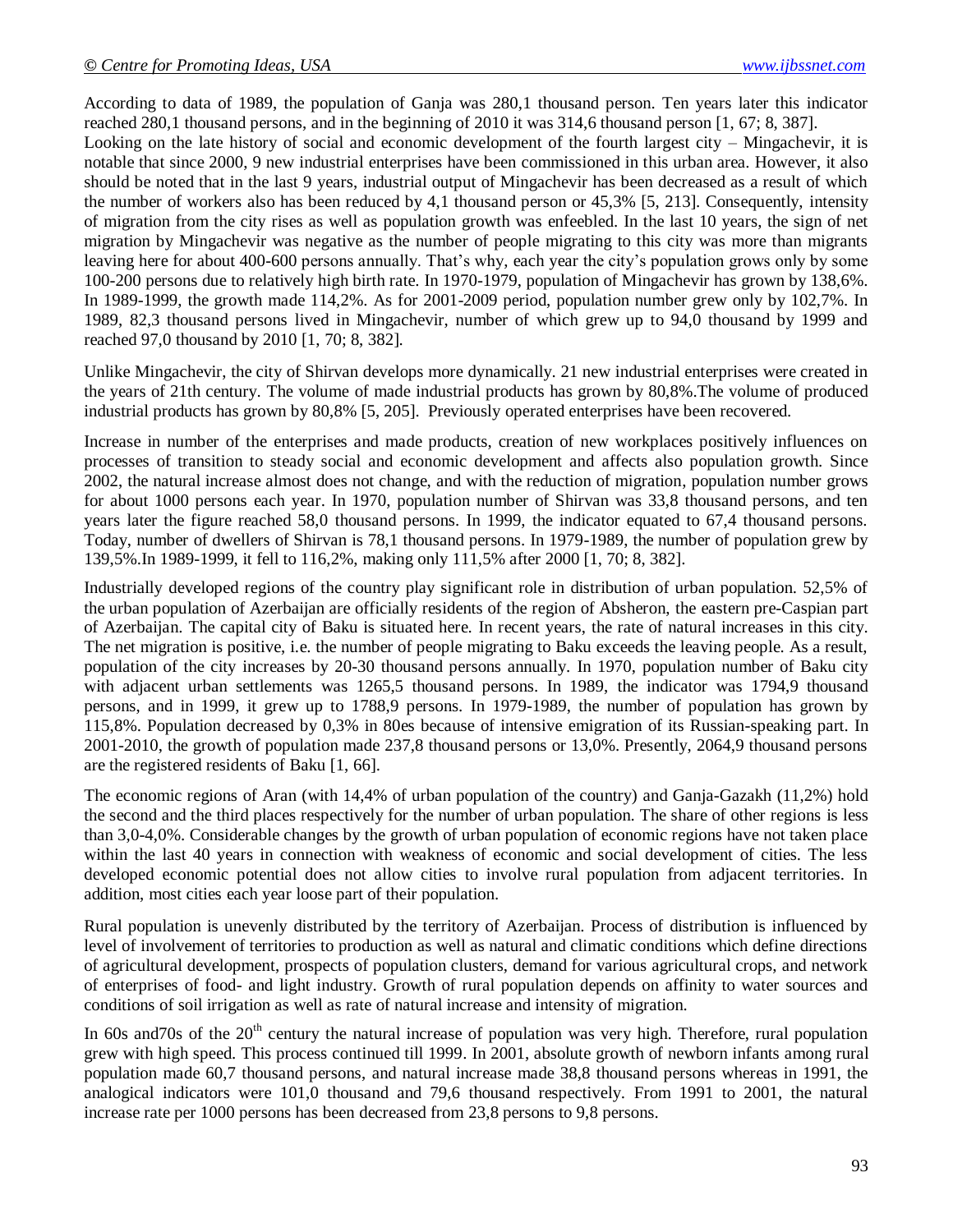According to data of 1989, the population of Ganja was 280,1 thousand person. Ten years later this indicator reached 280,1 thousand persons, and in the beginning of 2010 it was 314,6 thousand person [1, 67; 8, 387].

Looking on the late history of social and economic development of the fourth largest city – Mingachevir, it is notable that since 2000, 9 new industrial enterprises have been commissioned in this urban area. However, it also should be noted that in the last 9 years, industrial output of Mingachevir has been decreased as a result of which the number of workers also has been reduced by 4,1 thousand person or 45,3% [5, 213]. Consequently, intensity of migration from the city rises as well as population growth was enfeebled. In the last 10 years, the sign of net migration by Mingachevir was negative as the number of people migrating to this city was more than migrants leaving here for about 400-600 persons annually. That's why, each year the city's population grows only by some 100-200 persons due to relatively high birth rate. In 1970-1979, population of Mingachevir has grown by 138,6%. In 1989-1999, the growth made 114,2%. As for 2001-2009 period, population number grew only by 102,7%. In 1989, 82,3 thousand persons lived in Mingachevir, number of which grew up to 94,0 thousand by 1999 and reached 97,0 thousand by 2010 [1, 70; 8, 382].

Unlike Mingachevir, the city of Shirvan develops more dynamically. 21 new industrial enterprises were created in the years of 21th century. The volume of made industrial products has grown by 80,8%.The volume of produced industrial products has grown by 80,8% [5, 205]. Previously operated enterprises have been recovered.

Increase in number of the enterprises and made products, creation of new workplaces positively influences on processes of transition to steady social and economic development and affects also population growth. Since 2002, the natural increase almost does not change, and with the reduction of migration, population number grows for about 1000 persons each year. In 1970, population number of Shirvan was 33,8 thousand persons, and ten years later the figure reached 58,0 thousand persons. In 1999, the indicator equated to 67,4 thousand persons. Today, number of dwellers of Shirvan is 78,1 thousand persons. In 1979-1989, the number of population grew by 139,5%.In 1989-1999, it fell to 116,2%, making only 111,5% after 2000 [1, 70; 8, 382].

Industrially developed regions of the country play significant role in distribution of urban population. 52,5% of the urban population of Azerbaijan are officially residents of the region of Absheron, the eastern pre-Caspian part of Azerbaijan. The capital city of Baku is situated here. In recent years, the rate of natural increases in this city. The net migration is positive, i.e. the number of people migrating to Baku exceeds the leaving people. As a result, population of the city increases by 20-30 thousand persons annually. In 1970, population number of Baku city with adjacent urban settlements was 1265,5 thousand persons. In 1989, the indicator was 1794,9 thousand persons, and in 1999, it grew up to 1788,9 persons. In 1979-1989, the number of population has grown by 115,8%. Population decreased by 0,3% in 80es because of intensive emigration of its Russian-speaking part. In 2001-2010, the growth of population made 237,8 thousand persons or 13,0%. Presently, 2064,9 thousand persons are the registered residents of Baku [1, 66].

The economic regions of Aran (with 14,4% of urban population of the country) and Ganja-Gazakh (11,2%) hold the second and the third places respectively for the number of urban population. The share of other regions is less than 3,0-4,0%. Considerable changes by the growth of urban population of economic regions have not taken place within the last 40 years in connection with weakness of economic and social development of cities. The less developed economic potential does not allow cities to involve rural population from adjacent territories. In addition, most cities each year loose part of their population.

Rural population is unevenly distributed by the territory of Azerbaijan. Process of distribution is influenced by level of involvement of territories to production as well as natural and climatic conditions which define directions of agricultural development, prospects of population clusters, demand for various agricultural crops, and network of enterprises of food- and light industry. Growth of rural population depends on affinity to water sources and conditions of soil irrigation as well as rate of natural increase and intensity of migration.

In 60s and70s of the 20th century the natural increase of population was very high. Therefore, rural population grew with high speed. This process continued till 1999. In 2001, absolute growth of newborn infants among rural population made 60,7 thousand persons, and natural increase made 38,8 thousand persons whereas in 1991, the analogical indicators were 101,0 thousand and 79,6 thousand respectively. From 1991 to 2001, the natural increase rate per 1000 persons has been decreased from 23,8 persons to 9,8 persons.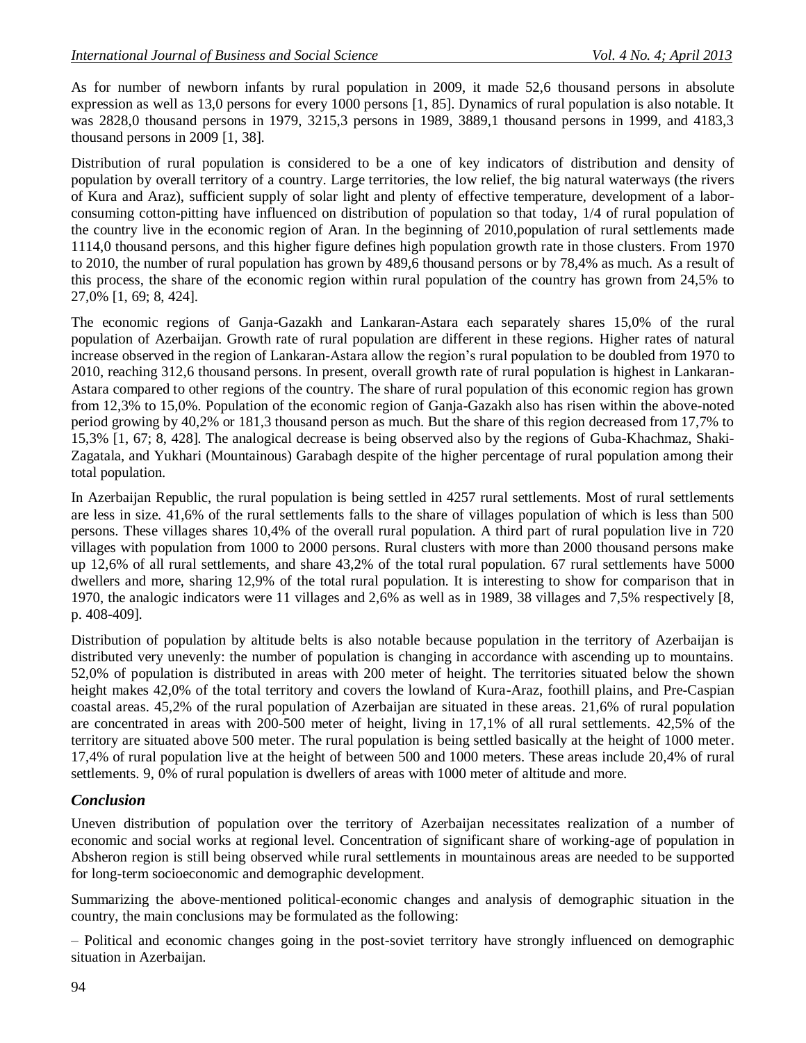As for number of newborn infants by rural population in 2009, it made 52,6 thousand persons in absolute expression as well as 13,0 persons for every 1000 persons [1, 85]. Dynamics of rural population is also notable. It was 2828,0 thousand persons in 1979, 3215,3 persons in 1989, 3889,1 thousand persons in 1999, and 4183,3 thousand persons in 2009 [1, 38].

Distribution of rural population is considered to be a one of key indicators of distribution and density of population by overall territory of a country. Large territories, the low relief, the big natural waterways (the rivers of Kura and Araz), sufficient supply of solar light and plenty of effective temperature, development of a labor-consuming cotton-pitting have influenced on distribution of population so that today, 1/4 of rural population of the country live in the economic region of Aran. In the beginning of 2010,population of rural settlements made 1114,0 thousand persons, and this higher figure defines high population growth rate in those clusters. From 1970 to 2010, the number of rural population has grown by 489,6 thousand persons or by 78,4% as much. As a result of this process, the share of the economic region within rural population of the country has grown from 24,5% to 27,0% [1, 69; 8, 424].

The economic regions of Ganja-Gazakh and Lankaran-Astara each separately shares 15,0% of the rural population of Azerbaijan. Growth rate of rural population are different in these regions. Higher rates of natural increase observed in the region of Lankaran-Astara allow the region's rural population to be doubled from 1970 to 2010, reaching 312,6 thousand persons. In present, overall growth rate of rural population is highest in Lankaran-Astara compared to other regions of the country. The share of rural population of this economic region has grown from 12,3% to 15,0%. Population of the economic region of Ganja-Gazakh also has risen within the above-noted period growing by 40,2% or 181,3 thousand person as much. But the share of this region decreased from 17,7% to 15,3% [1, 67; 8, 428]. The analogical decrease is being observed also by the regions of Guba-Khachmaz, Shaki-Zagatala, and Yukhari (Mountainous) Garabagh despite of the higher percentage of rural population among their total population.

In Azerbaijan Republic, the rural population is being settled in 4257 rural settlements. Most of rural settlements are less in size. 41,6% of the rural settlements falls to the share of villages population of which is less than 500 persons. These villages shares 10,4% of the overall rural population. A third part of rural population live in 720 villages with population from 1000 to 2000 persons. Rural clusters with more than 2000 thousand persons make up 12,6% of all rural settlements, and share 43,2% of the total rural population. 67 rural settlements have 5000 dwellers and more, sharing 12,9% of the total rural population. It is interesting to show for comparison that in 1970, the analogic indicators were 11 villages and 2,6% as well as in 1989, 38 villages and 7,5% respectively [8, p. 408-409].

Distribution of population by altitude belts is also notable because population in the territory of Azerbaijan is distributed very unevenly: the number of population is changing in accordance with ascending up to mountains. 52,0% of population is distributed in areas with 200 meter of height. The territories situated below the shown height makes 42,0% of the total territory and covers the lowland of Kura-Araz, foothill plains, and Pre-Caspian coastal areas. 45,2% of the rural population of Azerbaijan are situated in these areas. 21,6% of rural population are concentrated in areas with 200-500 meter of height, living in 17,1% of all rural settlements. 42,5% of the territory are situated above 500 meter. The rural population is being settled basically at the height of 1000 meter. 17,4% of rural population live at the height of between 500 and 1000 meters. These areas include 20,4% of rural settlements. 9, 0% of rural population is dwellers of areas with 1000 meter of altitude and more.

## *Conclusion*

Uneven distribution of population over the territory of Azerbaijan necessitates realization of a number of economic and social works at regional level. Concentration of significant share of working-age of population in Absheron region is still being observed while rural settlements in mountainous areas are needed to be supported for long-term socioeconomic and demographic development.

Summarizing the above-mentioned political-economic changes and analysis of demographic situation in the country, the main conclusions may be formulated as the following:

– Political and economic changes going in the post-soviet territory have strongly influenced on demographic situation in Azerbaijan.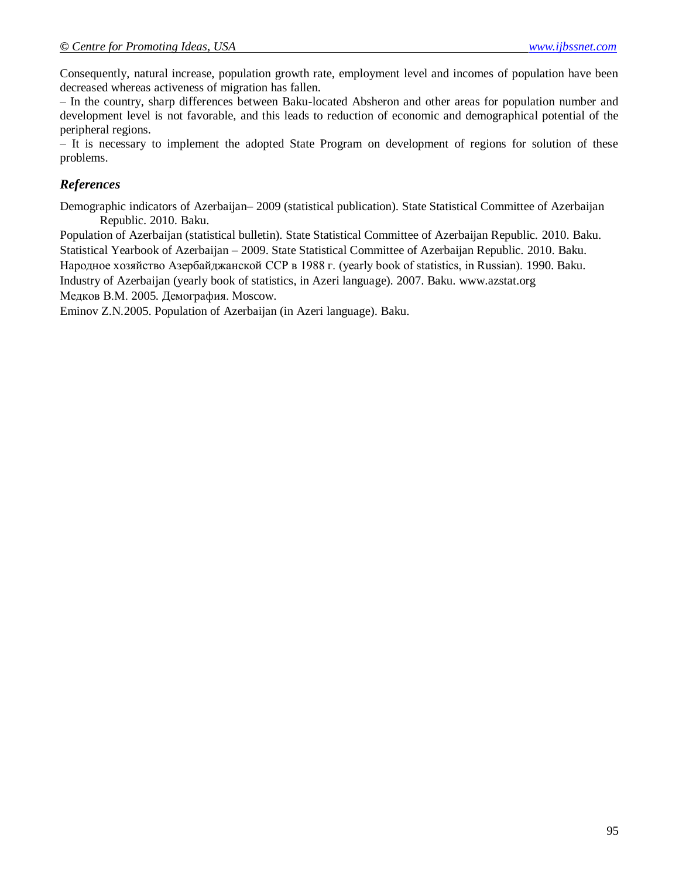Consequently, natural increase, population growth rate, employment level and incomes of population have been decreased whereas activeness of migration has fallen.

– In the country, sharp differences between Baku-located Absheron and other areas for population number and development level is not favorable, and this leads to reduction of economic and demographical potential of the peripheral regions.

– It is necessary to implement the adopted State Program on development of regions for solution of these problems.

### *References*

Demographic indicators of Azerbaijan– 2009 (statistical publication). State Statistical Committee of Azerbaijan Republic. 2010. Baku.

Population of Azerbaijan (statistical bulletin). State Statistical Committee of Azerbaijan Republic. 2010. Baku.

Statistical Yearbook of Azerbaijan – 2009. State Statistical Committee of Azerbaijan Republic. 2010. Baku.

Народное хозяйство Азербайджанской ССР в 1988 г. (yearly book of statistics, in Russian). 1990. Baku.

Industry of Azerbaijan (yearly book of statistics, in Azeri language). 2007. Baku. www.azstat.org

Медков В.М. 2005. Демография. Moscow.

Eminov Z.N.2005. Population of Azerbaijan (in Azeri language). Baku.